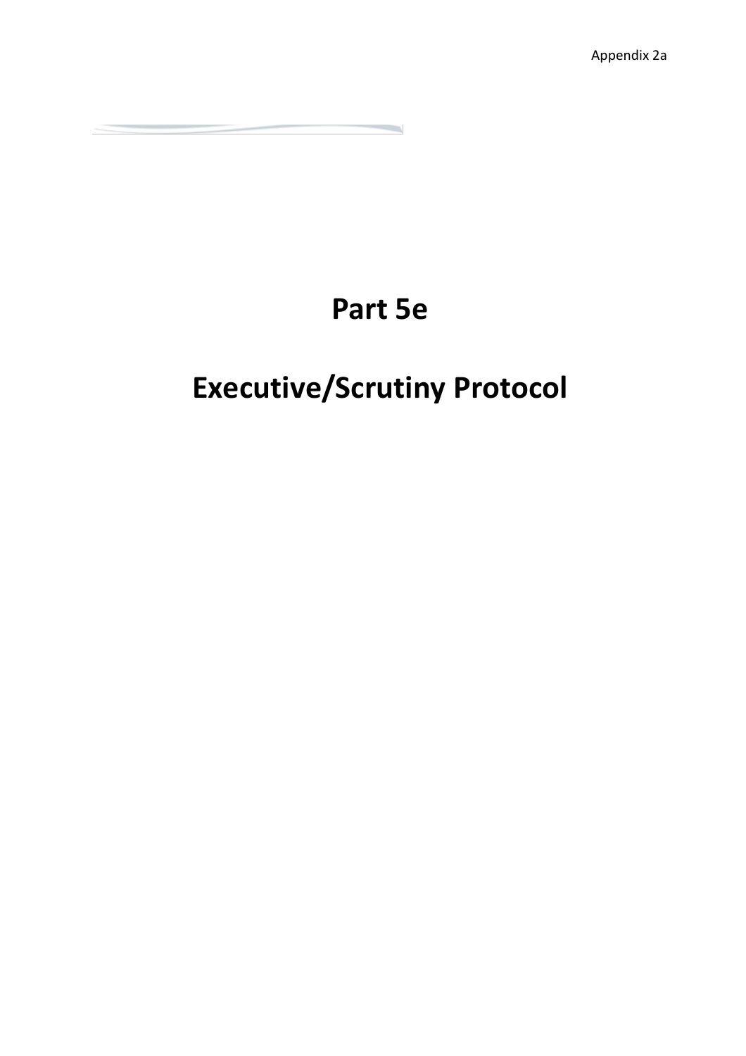Appendix 2a

# Part 5e

# Executive/Scrutiny Protocol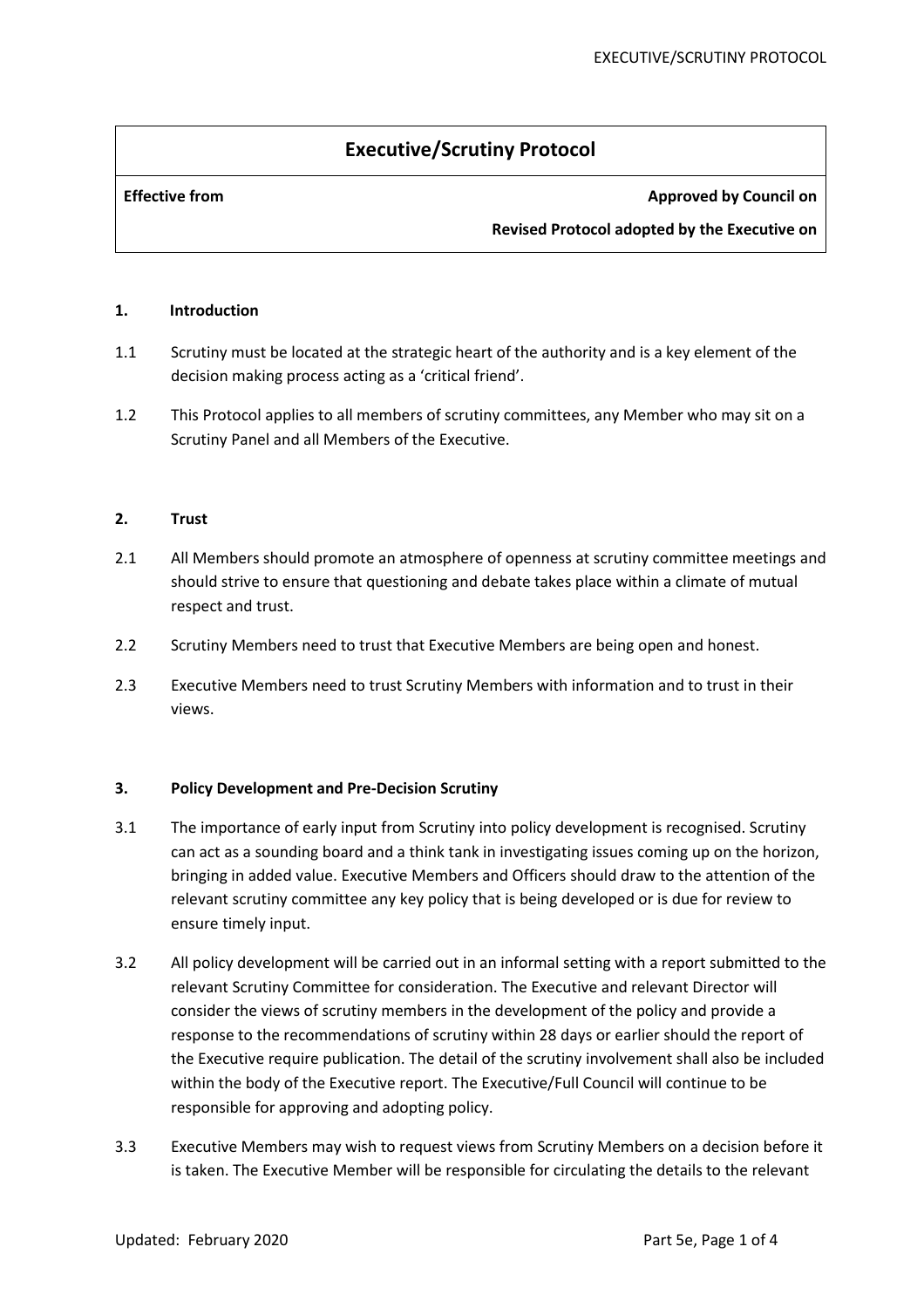# Executive/Scrutiny Protocol

| **Effective from** | **Approved by Council on** |
|---|---|
| | **Revised Protocol adopted by the Executive on** |

## 1. Introduction

1.1 Scrutiny must be located at the strategic heart of the authority and is a key element of the decision making process acting as a 'critical friend'.

1.2 This Protocol applies to all members of scrutiny committees, any Member who may sit on a Scrutiny Panel and all Members of the Executive.

## 2. Trust

2.1 All Members should promote an atmosphere of openness at scrutiny committee meetings and should strive to ensure that questioning and debate takes place within a climate of mutual respect and trust.

2.2 Scrutiny Members need to trust that Executive Members are being open and honest.

2.3 Executive Members need to trust Scrutiny Members with information and to trust in their views.

## 3. Policy Development and Pre-Decision Scrutiny

3.1 The importance of early input from Scrutiny into policy development is recognised. Scrutiny can act as a sounding board and a think tank in investigating issues coming up on the horizon, bringing in added value. Executive Members and Officers should draw to the attention of the relevant scrutiny committee any key policy that is being developed or is due for review to ensure timely input.

3.2 All policy development will be carried out in an informal setting with a report submitted to the relevant Scrutiny Committee for consideration. The Executive and relevant Director will consider the views of scrutiny members in the development of the policy and provide a response to the recommendations of scrutiny within 28 days or earlier should the report of the Executive require publication. The detail of the scrutiny involvement shall also be included within the body of the Executive report. The Executive/Full Council will continue to be responsible for approving and adopting policy.

3.3 Executive Members may wish to request views from Scrutiny Members on a decision before it is taken. The Executive Member will be responsible for circulating the details to the relevant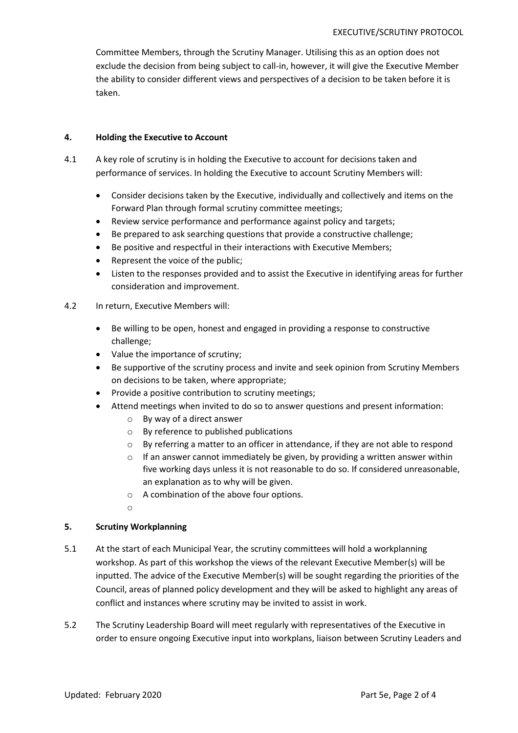Committee Members, through the Scrutiny Manager. Utilising this as an option does not exclude the decision from being subject to call-in, however, it will give the Executive Member the ability to consider different views and perspectives of a decision to be taken before it is taken.

## 4. Holding the Executive to Account

4.1 A key role of scrutiny is in holding the Executive to account for decisions taken and performance of services. In holding the Executive to account Scrutiny Members will:

- Consider decisions taken by the Executive, individually and collectively and items on the Forward Plan through formal scrutiny committee meetings;
- Review service performance and performance against policy and targets;
- Be prepared to ask searching questions that provide a constructive challenge;
- Be positive and respectful in their interactions with Executive Members;
- Represent the voice of the public;
- Listen to the responses provided and to assist the Executive in identifying areas for further consideration and improvement.

4.2 In return, Executive Members will:

- Be willing to be open, honest and engaged in providing a response to constructive challenge;
- Value the importance of scrutiny;
- Be supportive of the scrutiny process and invite and seek opinion from Scrutiny Members on decisions to be taken, where appropriate;
- Provide a positive contribution to scrutiny meetings;
- Attend meetings when invited to do so to answer questions and present information:
  - By way of a direct answer
  - By reference to published publications
  - By referring a matter to an officer in attendance, if they are not able to respond
  - If an answer cannot immediately be given, by providing a written answer within five working days unless it is not reasonable to do so. If considered unreasonable, an explanation as to why will be given.
  - A combination of the above four options.

## 5. Scrutiny Workplanning

5.1 At the start of each Municipal Year, the scrutiny committees will hold a workplanning workshop. As part of this workshop the views of the relevant Executive Member(s) will be inputted. The advice of the Executive Member(s) will be sought regarding the priorities of the Council, areas of planned policy development and they will be asked to highlight any areas of conflict and instances where scrutiny may be invited to assist in work.

5.2 The Scrutiny Leadership Board will meet regularly with representatives of the Executive in order to ensure ongoing Executive input into workplans, liaison between Scrutiny Leaders and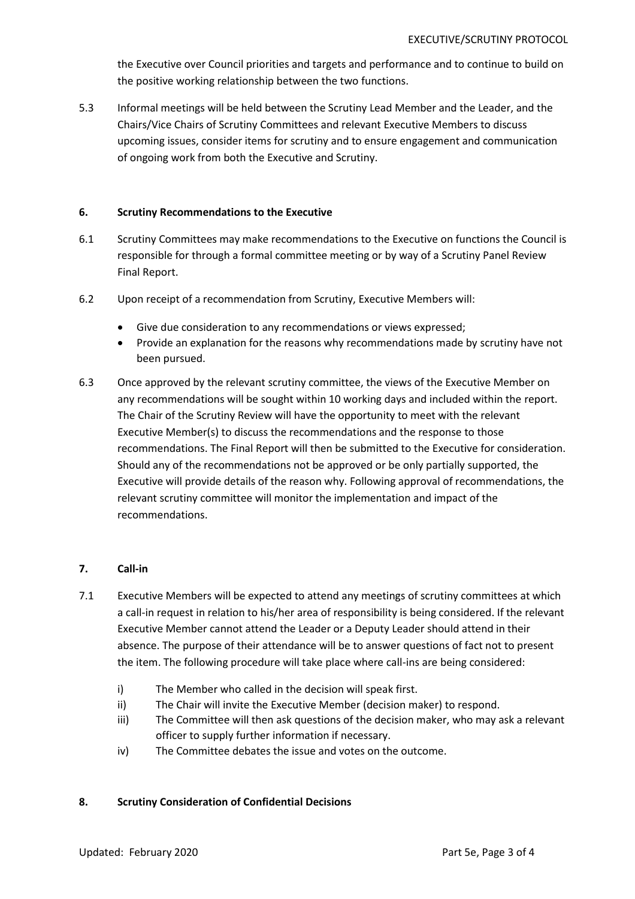the Executive over Council priorities and targets and performance and to continue to build on the positive working relationship between the two functions.

5.3 Informal meetings will be held between the Scrutiny Lead Member and the Leader, and the Chairs/Vice Chairs of Scrutiny Committees and relevant Executive Members to discuss upcoming issues, consider items for scrutiny and to ensure engagement and communication of ongoing work from both the Executive and Scrutiny.

## 6. Scrutiny Recommendations to the Executive

6.1 Scrutiny Committees may make recommendations to the Executive on functions the Council is responsible for through a formal committee meeting or by way of a Scrutiny Panel Review Final Report.

6.2 Upon receipt of a recommendation from Scrutiny, Executive Members will:

- Give due consideration to any recommendations or views expressed;
- Provide an explanation for the reasons why recommendations made by scrutiny have not been pursued.

6.3 Once approved by the relevant scrutiny committee, the views of the Executive Member on any recommendations will be sought within 10 working days and included within the report. The Chair of the Scrutiny Review will have the opportunity to meet with the relevant Executive Member(s) to discuss the recommendations and the response to those recommendations. The Final Report will then be submitted to the Executive for consideration. Should any of the recommendations not be approved or be only partially supported, the Executive will provide details of the reason why. Following approval of recommendations, the relevant scrutiny committee will monitor the implementation and impact of the recommendations.

## 7. Call-in

7.1 Executive Members will be expected to attend any meetings of scrutiny committees at which a call-in request in relation to his/her area of responsibility is being considered. If the relevant Executive Member cannot attend the Leader or a Deputy Leader should attend in their absence. The purpose of their attendance will be to answer questions of fact not to present the item. The following procedure will take place where call-ins are being considered:

i) The Member who called in the decision will speak first.

ii) The Chair will invite the Executive Member (decision maker) to respond.

iii) The Committee will then ask questions of the decision maker, who may ask a relevant officer to supply further information if necessary.

iv) The Committee debates the issue and votes on the outcome.

## 8. Scrutiny Consideration of Confidential Decisions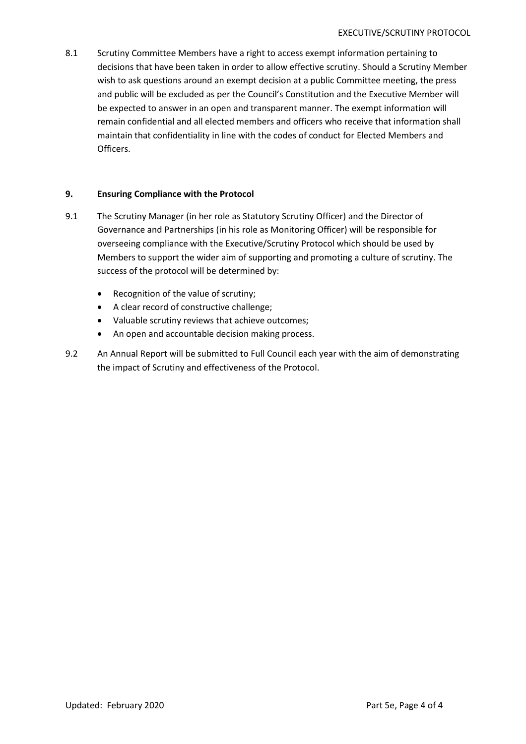8.1 Scrutiny Committee Members have a right to access exempt information pertaining to decisions that have been taken in order to allow effective scrutiny. Should a Scrutiny Member wish to ask questions around an exempt decision at a public Committee meeting, the press and public will be excluded as per the Council's Constitution and the Executive Member will be expected to answer in an open and transparent manner. The exempt information will remain confidential and all elected members and officers who receive that information shall maintain that confidentiality in line with the codes of conduct for Elected Members and Officers.

## 9. Ensuring Compliance with the Protocol

9.1 The Scrutiny Manager (in her role as Statutory Scrutiny Officer) and the Director of Governance and Partnerships (in his role as Monitoring Officer) will be responsible for overseeing compliance with the Executive/Scrutiny Protocol which should be used by Members to support the wider aim of supporting and promoting a culture of scrutiny. The success of the protocol will be determined by:

- Recognition of the value of scrutiny;
- A clear record of constructive challenge;
- Valuable scrutiny reviews that achieve outcomes;
- An open and accountable decision making process.

9.2 An Annual Report will be submitted to Full Council each year with the aim of demonstrating the impact of Scrutiny and effectiveness of the Protocol.